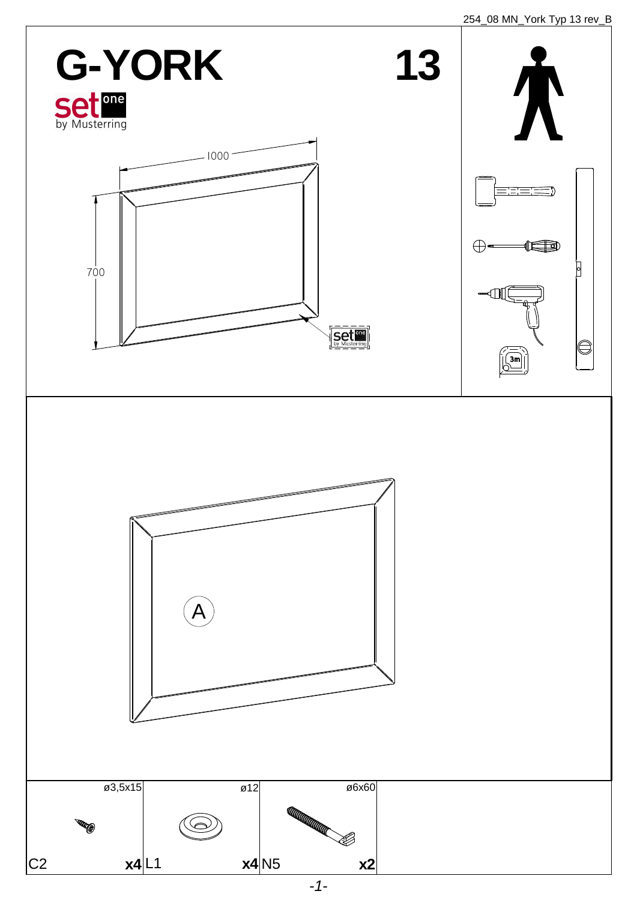254_08 MN_York Typ 13 rev_B

# G-YORK

## 13

set one
by Musterring

1000

700

A

| ø3,5x15 | ø12 | ø6x60 |
|---|---|---|
| C2 **x4** | L1 **x4** | N5 **x2** |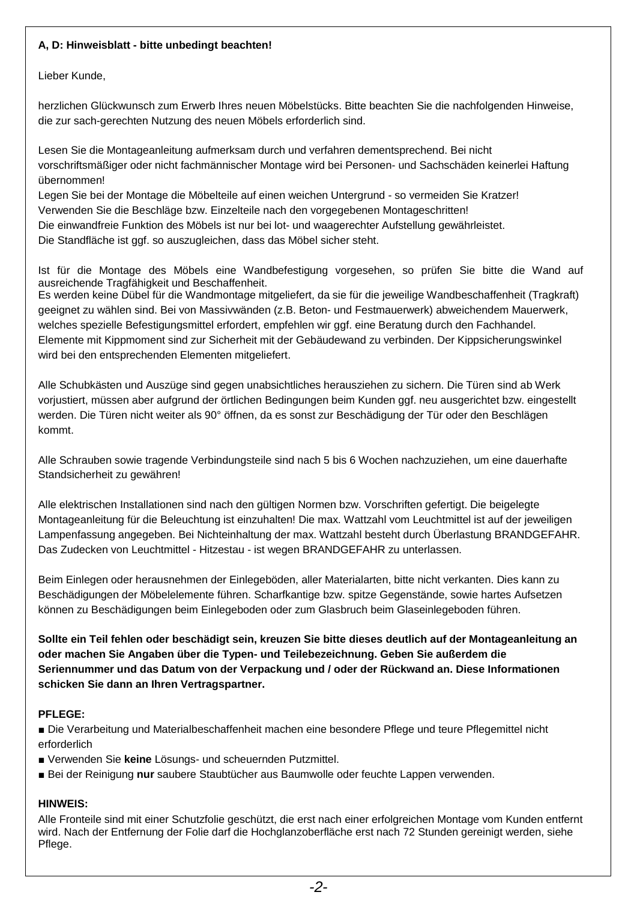**A, D: Hinweisblatt - bitte unbedingt beachten!**

Lieber Kunde,

herzlichen Glückwunsch zum Erwerb Ihres neuen Möbelstücks. Bitte beachten Sie die nachfolgenden Hinweise, die zur sach-gerechten Nutzung des neuen Möbels erforderlich sind.

Lesen Sie die Montageanleitung aufmerksam durch und verfahren dementsprechend. Bei nicht vorschriftsmäßiger oder nicht fachmännischer Montage wird bei Personen- und Sachschäden keinerlei Haftung übernommen!
Legen Sie bei der Montage die Möbelteile auf einen weichen Untergrund - so vermeiden Sie Kratzer!
Verwenden Sie die Beschläge bzw. Einzelteile nach den vorgegebenen Montageschritten!
Die einwandfreie Funktion des Möbels ist nur bei lot- und waagerechter Aufstellung gewährleistet.
Die Standfläche ist ggf. so auszugleichen, dass das Möbel sicher steht.

Ist für die Montage des Möbels eine Wandbefestigung vorgesehen, so prüfen Sie bitte die Wand auf ausreichende Tragfähigkeit und Beschaffenheit.
Es werden keine Dübel für die Wandmontage mitgeliefert, da sie für die jeweilige Wandbeschaffenheit (Tragkraft) geeignet zu wählen sind. Bei von Massivwänden (z.B. Beton- und Festmauerwerk) abweichendem Mauerwerk, welches spezielle Befestigungsmittel erfordert, empfehlen wir ggf. eine Beratung durch den Fachhandel.
Elemente mit Kippmoment sind zur Sicherheit mit der Gebäudewand zu verbinden. Der Kippsicherungswinkel wird bei den entsprechenden Elementen mitgeliefert.

Alle Schubkästen und Auszüge sind gegen unabsichtliches herausziehen zu sichern. Die Türen sind ab Werk vorjustiert, müssen aber aufgrund der örtlichen Bedingungen beim Kunden ggf. neu ausgerichtet bzw. eingestellt werden. Die Türen nicht weiter als 90° öffnen, da es sonst zur Beschädigung der Tür oder den Beschlägen kommt.

Alle Schrauben sowie tragende Verbindungsteile sind nach 5 bis 6 Wochen nachzuziehen, um eine dauerhafte Standsicherheit zu gewähren!

Alle elektrischen Installationen sind nach den gültigen Normen bzw. Vorschriften gefertigt. Die beigelegte Montageanleitung für die Beleuchtung ist einzuhalten! Die max. Wattzahl vom Leuchtmittel ist auf der jeweiligen Lampenfassung angegeben. Bei Nichteinhaltung der max. Wattzahl besteht durch Überlastung BRANDGEFAHR. Das Zudecken von Leuchtmittel - Hitzestau - ist wegen BRANDGEFAHR zu unterlassen.

Beim Einlegen oder herausnehmen der Einlegeböden, aller Materialarten, bitte nicht verkanten. Dies kann zu Beschädigungen der Möbelelemente führen. Scharfkantige bzw. spitze Gegenstände, sowie hartes Aufsetzen können zu Beschädigungen beim Einlegeboden oder zum Glasbruch beim Glaseinlegeboden führen.

**Sollte ein Teil fehlen oder beschädigt sein, kreuzen Sie bitte dieses deutlich auf der Montageanleitung an oder machen Sie Angaben über die Typen- und Teilebezeichnung. Geben Sie außerdem die Seriennummer und das Datum von der Verpackung und / oder der Rückwand an. Diese Informationen schicken Sie dann an Ihren Vertragspartner.**

**PFLEGE:**

- Die Verarbeitung und Materialbeschaffenheit machen eine besondere Pflege und teure Pflegemittel nicht erforderlich
- Verwenden Sie **keine** Lösungs- und scheuernden Putzmittel.
- Bei der Reinigung **nur** saubere Staubtücher aus Baumwolle oder feuchte Lappen verwenden.

**HINWEIS:**

Alle Fronteile sind mit einer Schutzfolie geschützt, die erst nach einer erfolgreichen Montage vom Kunden entfernt wird. Nach der Entfernung der Folie darf die Hochglanzoberfläche erst nach 72 Stunden gereinigt werden, siehe Pflege.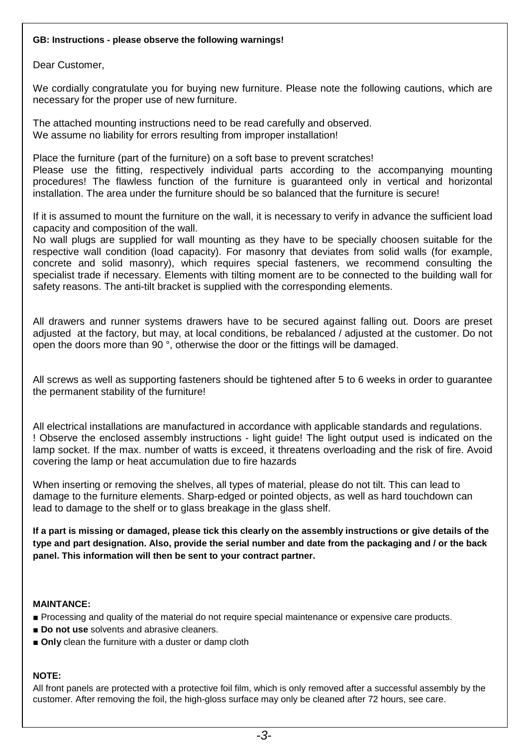**GB: Instructions - please observe the following warnings!**

Dear Customer,

We cordially congratulate you for buying new furniture. Please note the following cautions, which are necessary for the proper use of new furniture.

The attached mounting instructions need to be read carefully and observed.
We assume no liability for errors resulting from improper installation!

Place the furniture (part of the furniture) on a soft base to prevent scratches!
Please use the fitting, respectively individual parts according to the accompanying mounting procedures! The flawless function of the furniture is guaranteed only in vertical and horizontal installation. The area under the furniture should be so balanced that the furniture is secure!

If it is assumed to mount the furniture on the wall, it is necessary to verify in advance the sufficient load capacity and composition of the wall.
No wall plugs are supplied for wall mounting as they have to be specially choosen suitable for the respective wall condition (load capacity). For masonry that deviates from solid walls (for example, concrete and solid masonry), which requires special fasteners, we recommend consulting the specialist trade if necessary. Elements with tilting moment are to be connected to the building wall for safety reasons. The anti-tilt bracket is supplied with the corresponding elements.

All drawers and runner systems drawers have to be secured against falling out. Doors are preset adjusted at the factory, but may, at local conditions, be rebalanced / adjusted at the customer. Do not open the doors more than 90 °, otherwise the door or the fittings will be damaged.

All screws as well as supporting fasteners should be tightened after 5 to 6 weeks in order to guarantee the permanent stability of the furniture!

All electrical installations are manufactured in accordance with applicable standards and regulations.
! Observe the enclosed assembly instructions - light guide! The light output used is indicated on the lamp socket. If the max. number of watts is exceed, it threatens overloading and the risk of fire. Avoid covering the lamp or heat accumulation due to fire hazards

When inserting or removing the shelves, all types of material, please do not tilt. This can lead to damage to the furniture elements. Sharp-edged or pointed objects, as well as hard touchdown can lead to damage to the shelf or to glass breakage in the glass shelf.

**If a part is missing or damaged, please tick this clearly on the assembly instructions or give details of the type and part designation. Also, provide the serial number and date from the packaging and / or the back panel. This information will then be sent to your contract partner.**

**MAINTANCE:**

- Processing and quality of the material do not require special maintenance or expensive care products.
- **Do not use** solvents and abrasive cleaners.
- **Only** clean the furniture with a duster or damp cloth

**NOTE:**

All front panels are protected with a protective foil film, which is only removed after a successful assembly by the customer. After removing the foil, the high-gloss surface may only be cleaned after 72 hours, see care.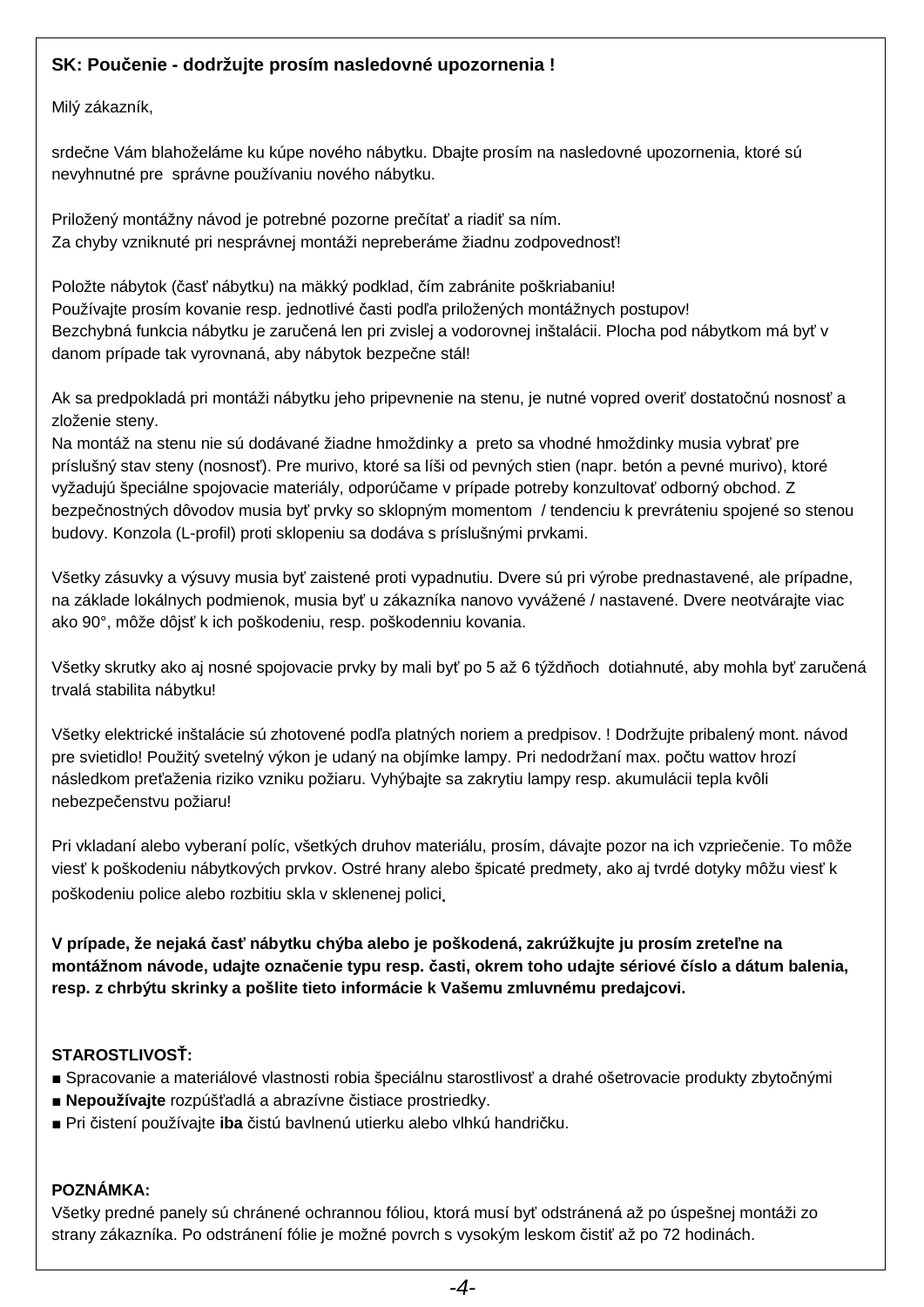**SK: Poučenie - dodržujte prosím nasledovné upozornenia !**

Milý zákazník,

srdečne Vám blahoželáme ku kúpe nového nábytku. Dbajte prosím na nasledovné upozornenia, ktoré sú nevyhnutné pre správne používaniu nového nábytku.

Priložený montážny návod je potrebné pozorne prečítať a riadiť sa ním.
Za chyby vzniknuté pri nesprávnej montáži nepreberáme žiadnu zodpovednosť!

Položte nábytok (časť nábytku) na mäkký podklad, čím zabránite poškriabaniu!
Používajte prosím kovanie resp. jednotlivé časti podľa priložených montážnych postupov!
Bezchybná funkcia nábytku je zaručená len pri zvislej a vodorovnej inštalácii. Plocha pod nábytkom má byť v danom prípade tak vyrovnaná, aby nábytok bezpečne stál!

Ak sa predpokladá pri montáži nábytku jeho pripevnenie na stenu, je nutné vopred overiť dostatočnú nosnosť a zloženie steny.
Na montáž na stenu nie sú dodávané žiadne hmoždinky a preto sa vhodné hmoždinky musia vybrať pre príslušný stav steny (nosnosť). Pre murivo, ktoré sa líši od pevných stien (napr. betón a pevné murivo), ktoré vyžadujú špeciálne spojovacie materiály, odporúčame v prípade potreby konzultovať odborný obchod. Z bezpečnostných dôvodov musia byť prvky so sklopným momentom / tendenciu k prevráteniu spojené so stenou budovy. Konzola (L-profil) proti sklopeniu sa dodáva s príslušnými prvkami.

Všetky zásuvky a výsuvy musia byť zaistené proti vypadnutiu. Dvere sú pri výrobe prednastavené, ale prípadne, na základe lokálnych podmienok, musia byť u zákazníka nanovo vyvážené / nastavené. Dvere neotvárajte viac ako 90°, môže dôjsť k ich poškodeniu, resp. poškodenniu kovania.

Všetky skrutky ako aj nosné spojovacie prvky by mali byť po 5 až 6 týždňoch dotiahnuté, aby mohla byť zaručená trvalá stabilita nábytku!

Všetky elektrické inštalácie sú zhotovené podľa platných noriem a predpisov. ! Dodržujte pribalený mont. návod pre svietidlo! Použitý svetelný výkon je udaný na objímke lampy. Pri nedodržaní max. počtu wattov hrozí následkom preťaženia riziko vzniku požiaru. Vyhýbajte sa zakrytiu lampy resp. akumulácii tepla kvôli nebezpečenstvu požiaru!

Pri vkladaní alebo vyberaní políc, všetkých druhov materiálu, prosím, dávajte pozor na ich vzpriečenie. To môže viesť k poškodeniu nábytkových prvkov. Ostré hrany alebo špicaté predmety, ako aj tvrdé dotyky môžu viesť k poškodeniu police alebo rozbitiu skla v sklenenej polici.

**V prípade, že nejaká časť nábytku chýba alebo je poškodená, zakrúžkujte ju prosím zreteľne na montážnom návode, udajte označenie typu resp. časti, okrem toho udajte sériové číslo a dátum balenia, resp. z chrbýtu skrinky a pošlite tieto informácie k Vašemu zmluvnému predajcovi.**

**STAROSTLIVOSŤ:**

- Spracovanie a materiálové vlastnosti robia špeciálnu starostlivosť a drahé ošetrovacie produkty zbytočnými
- **Nepoužívajte** rozpúšťadlá a abrazívne čistiace prostriedky.
- Pri čistení používajte **iba** čistú bavlnenú utierku alebo vlhkú handričku.

**POZNÁMKA:**

Všetky predné panely sú chránené ochrannou fóliou, ktorá musí byť odstránená až po úspešnej montáži zo strany zákazníka. Po odstránení fólie je možné povrch s vysokým leskom čistiť až po 72 hodinách.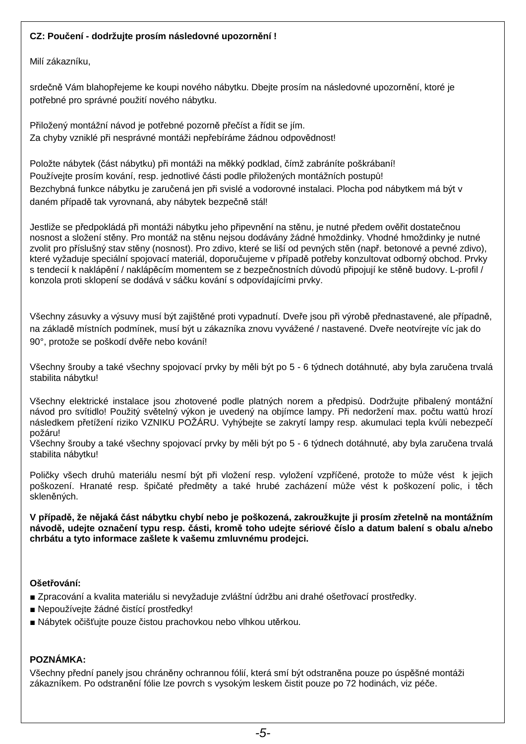**CZ: Poučení - dodržujte prosím následovné upozornění !**

Milí zákazníku,

srdečně Vám blahopřejeme ke koupi nového nábytku. Dbejte prosím na následovné upozornění, ktoré je potřebné pro správné použití nového nábytku.

Přiložený montážní návod je potřebné pozorně přečíst a řídit se jím.
Za chyby vzniklé při nesprávné montáži nepřebíráme žádnou odpovědnost!

Položte nábytek (část nábytku) při montáži na měkký podklad, čímž zabráníte poškrábaní!
Používejte prosím kování, resp. jednotlivé části podle přiložených montážních postupů!
Bezchybná funkce nábytku je zaručená jen při svislé a vodorovné instalaci. Plocha pod nábytkem má být v daném případě tak vyrovnaná, aby nábytek bezpečně stál!

Jestliže se předpokládá při montáži nábytku jeho připevnění na stěnu, je nutné předem ověřit dostatečnou nosnost a složení stěny. Pro montáž na stěnu nejsou dodávány žádné hmoždinky. Vhodné hmoždinky je nutné zvolit pro příslušný stav stěny (nosnost). Pro zdivo, které se liší od pevných stěn (např. betonové a pevné zdivo), které vyžaduje speciální spojovací materiál, doporučujeme v případě potřeby konzultovat odborný obchod. Prvky s tendecií k naklápění / naklápěcím momentem se z bezpečnostních důvodů připojují ke stěně budovy. L-profil / konzola proti sklopení se dodává v sáčku kování s odpovídajícími prvky.

Všechny zásuvky a výsuvy musí být zajištěné proti vypadnutí. Dveře jsou při výrobě přednastavené, ale případně, na základě místních podmínek, musí být u zákazníka znovu vyvážené / nastavené. Dveře neotvírejte víc jak do 90°, protože se poškodí dvěře nebo kování!

Všechny šrouby a také všechny spojovací prvky by měli být po 5 - 6 týdnech dotáhnuté, aby byla zaručena trvalá stabilita nábytku!

Všechny elektrické instalace jsou zhotovené podle platných norem a předpisů. Dodržujte přibalený montážní návod pro svítidlo! Použitý světelný výkon je uvedený na objímce lampy. Při nedoržení max. počtu wattů hrozí následkem přetížení riziko VZNIKU POŽÁRU. Vyhýbejte se zakrytí lampy resp. akumulaci tepla kvůli nebezpečí požáru!
Všechny šrouby a také všechny spojovací prvky by měli být po 5 - 6 týdnech dotáhnuté, aby byla zaručena trvalá stabilita nábytku!

Poličky všech druhů materiálu nesmí být při vložení resp. vyložení vzpříčené, protože to může vést k jejich poškození. Hranaté resp. špičaté předměty a také hrubé zacházení může vést k poškození polic, i těch skleněných.

**V případě, že nějaká část nábytku chybí nebo je poškozená, zakroužkujte ji prosím zřetelně na montážním návodě, udejte označení typu resp. části, kromě toho udejte sériové číslo a datum balení s obalu a/nebo chrbátu a tyto informace zašlete k vašemu zmluvnému prodejci.**

**Ošetřování:**

- Zpracování a kvalita materiálu si nevyžaduje zvláštní údržbu ani drahé ošetřovací prostředky.
- Nepoužívejte žádné čistící prostředky!
- Nábytek očišťujte pouze čistou prachovkou nebo vlhkou utěrkou.

**POZNÁMKA:**

Všechny přední panely jsou chráněny ochrannou fólií, která smí být odstraněna pouze po úspěšné montáži zákazníkem. Po odstranění fólie lze povrch s vysokým leskem čistit pouze po 72 hodinách, viz péče.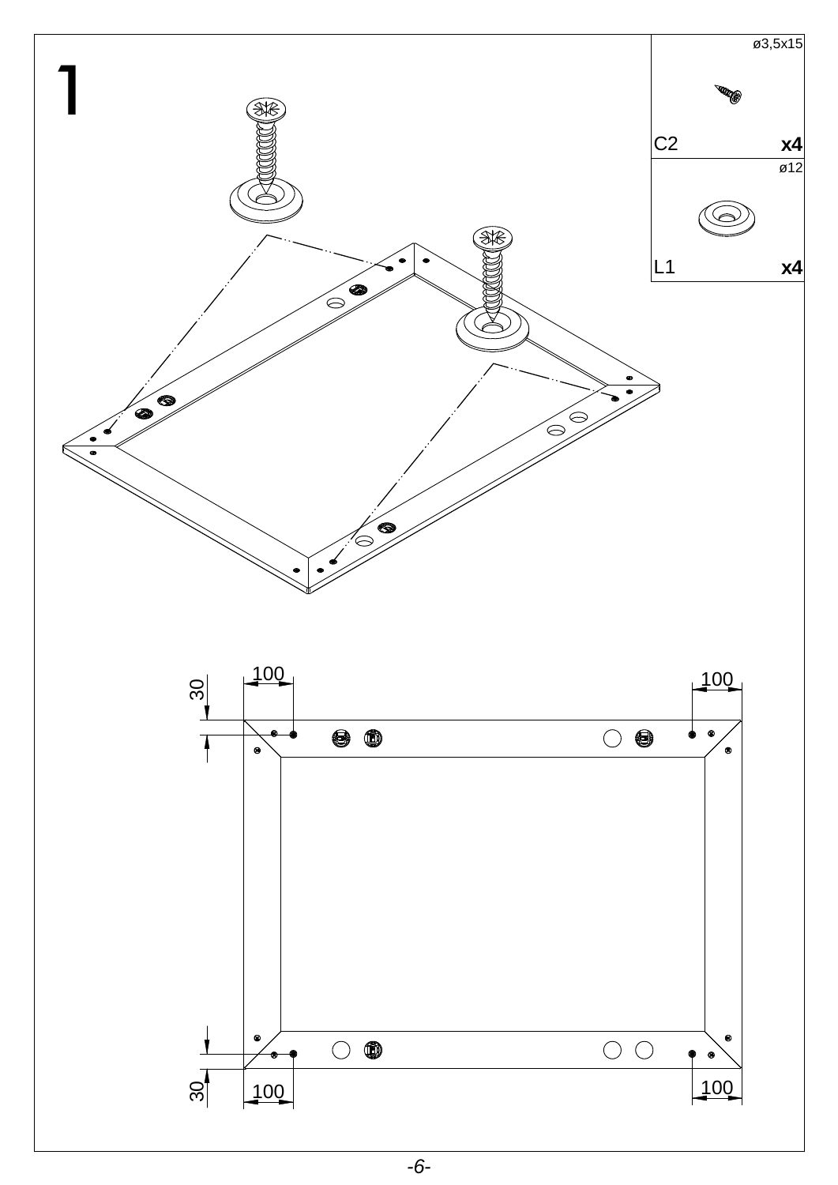# 1

| | |
|---|---|
| ø3,5x15 | |
| C2 | **x4** |
| ø12 | |
| L1 | **x4** |

100 100

30

30

100 100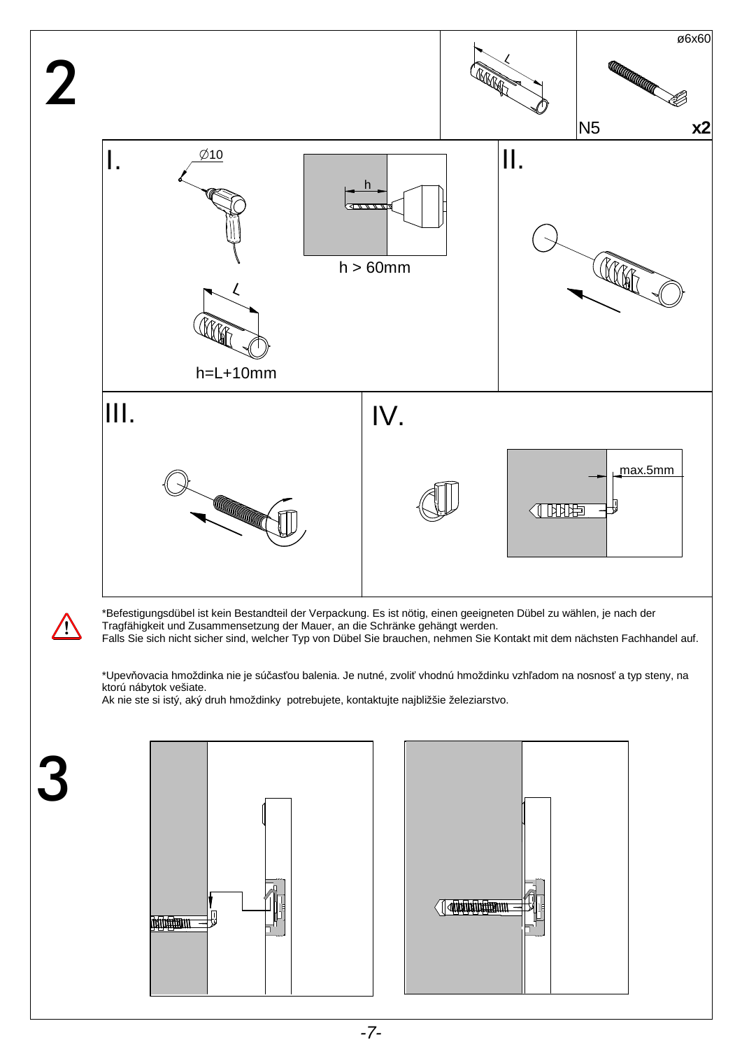# 2

ø6x60

N5 **x2**

I.

∅10

h

h > 60mm

L

h=L+10mm

II.

III.

IV.

max.5mm

*Befestigungsdübel ist kein Bestandteil der Verpackung. Es ist nötig, einen geeigneten Dübel zu wählen, je nach der Tragfähigkeit und Zusammensetzung der Mauer, an die Schränke gehängt werden.
Falls Sie sich nicht sicher sind, welcher Typ von Dübel Sie brauchen, nehmen Sie Kontakt mit dem nächsten Fachhandel auf.

*Upevňovacia hmoždinka nie je súčasťou balenia. Je nutné, zvoliť vhodnú hmoždinku vzhľadom na nosnosť a typ steny, na ktorú nábytok vešiate.
Ak nie ste si istý, aký druh hmoždinky potrebujete, kontaktujte najbližšie železiarstvo.

# 3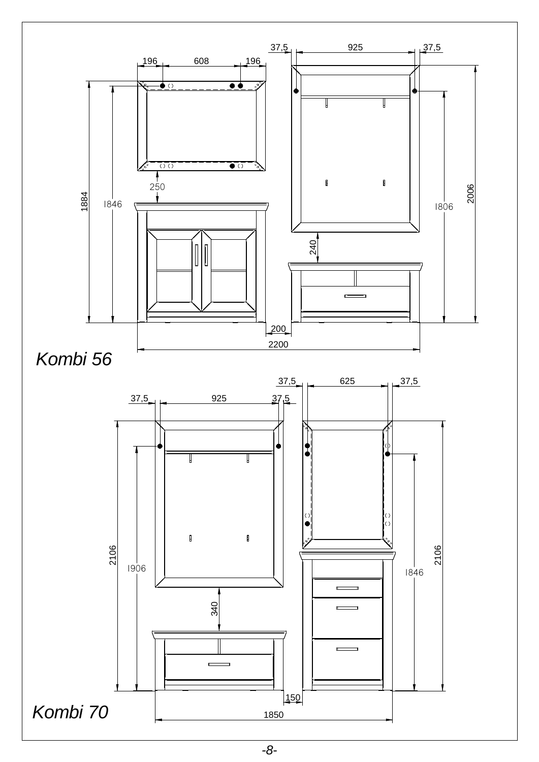Kombi 56

37,5
925
37,5
196
608
196
250
1884
1846
1806
2006
240
200
2200

Kombi 70

37,5
625
37,5
37,5
925
37,5
2106
1906
340
2106
1846
150
1850